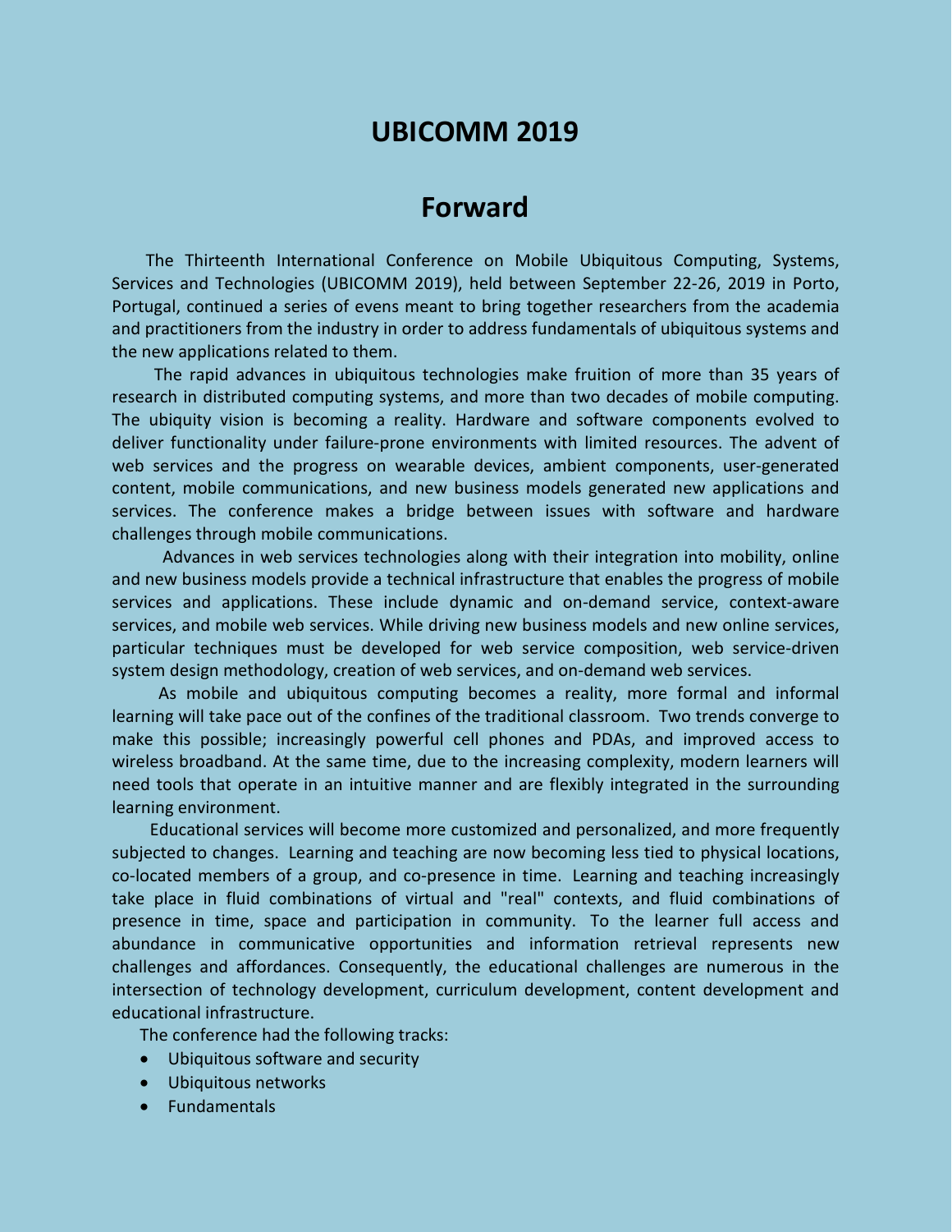# UBICOMM 2019

## Forward

The Thirteenth International Conference on Mobile Ubiquitous Computing, Systems, Services and Technologies (UBICOMM 2019), held between September 22-26, 2019 in Porto, Portugal, continued a series of evens meant to bring together researchers from the academia and practitioners from the industry in order to address fundamentals of ubiquitous systems and the new applications related to them.

The rapid advances in ubiquitous technologies make fruition of more than 35 years of research in distributed computing systems, and more than two decades of mobile computing. The ubiquity vision is becoming a reality. Hardware and software components evolved to deliver functionality under failure-prone environments with limited resources. The advent of web services and the progress on wearable devices, ambient components, user-generated content, mobile communications, and new business models generated new applications and services. The conference makes a bridge between issues with software and hardware challenges through mobile communications.

Advances in web services technologies along with their integration into mobility, online and new business models provide a technical infrastructure that enables the progress of mobile services and applications. These include dynamic and on-demand service, context-aware services, and mobile web services. While driving new business models and new online services, particular techniques must be developed for web service composition, web service-driven system design methodology, creation of web services, and on-demand web services.

As mobile and ubiquitous computing becomes a reality, more formal and informal learning will take pace out of the confines of the traditional classroom. Two trends converge to make this possible; increasingly powerful cell phones and PDAs, and improved access to wireless broadband. At the same time, due to the increasing complexity, modern learners will need tools that operate in an intuitive manner and are flexibly integrated in the surrounding learning environment.

Educational services will become more customized and personalized, and more frequently subjected to changes. Learning and teaching are now becoming less tied to physical locations, co-located members of a group, and co-presence in time. Learning and teaching increasingly take place in fluid combinations of virtual and "real" contexts, and fluid combinations of presence in time, space and participation in community. To the learner full access and abundance in communicative opportunities and information retrieval represents new challenges and affordances. Consequently, the educational challenges are numerous in the intersection of technology development, curriculum development, content development and educational infrastructure.

The conference had the following tracks:

- Ubiquitous software and security
- Ubiquitous networks
- Fundamentals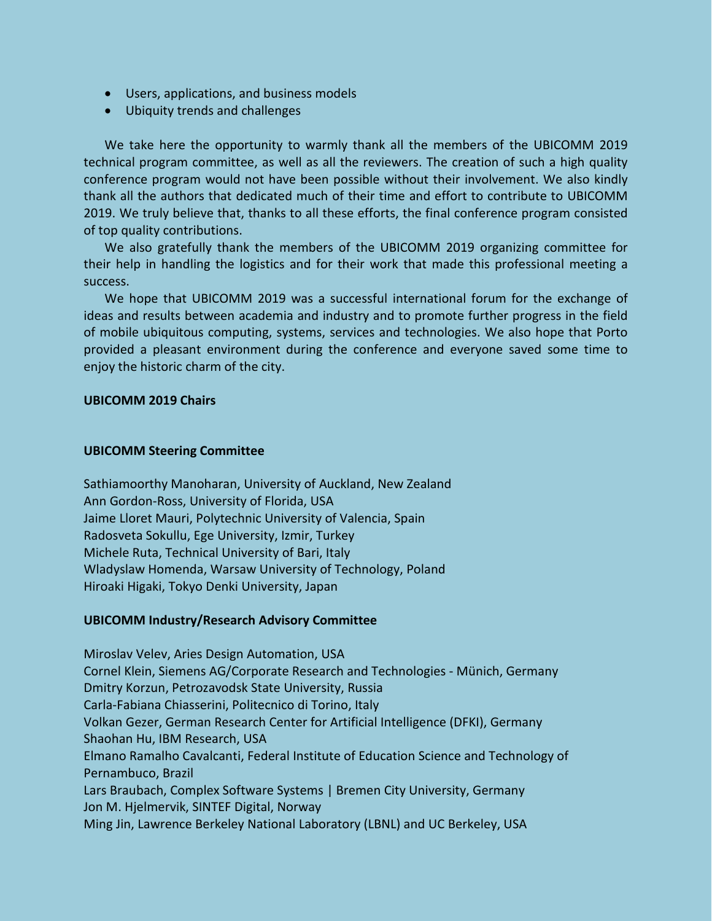- Users, applications, and business models
- Ubiquity trends and challenges

We take here the opportunity to warmly thank all the members of the UBICOMM 2019 technical program committee, as well as all the reviewers. The creation of such a high quality conference program would not have been possible without their involvement. We also kindly thank all the authors that dedicated much of their time and effort to contribute to UBICOMM 2019. We truly believe that, thanks to all these efforts, the final conference program consisted of top quality contributions.

We also gratefully thank the members of the UBICOMM 2019 organizing committee for their help in handling the logistics and for their work that made this professional meeting a success.

We hope that UBICOMM 2019 was a successful international forum for the exchange of ideas and results between academia and industry and to promote further progress in the field of mobile ubiquitous computing, systems, services and technologies. We also hope that Porto provided a pleasant environment during the conference and everyone saved some time to enjoy the historic charm of the city.

**UBICOMM 2019 Chairs**

**UBICOMM Steering Committee**

Sathiamoorthy Manoharan, University of Auckland, New Zealand
Ann Gordon-Ross, University of Florida, USA
Jaime Lloret Mauri, Polytechnic University of Valencia, Spain
Radosveta Sokullu, Ege University, Izmir, Turkey
Michele Ruta, Technical University of Bari, Italy
Wladyslaw Homenda, Warsaw University of Technology, Poland
Hiroaki Higaki, Tokyo Denki University, Japan

**UBICOMM Industry/Research Advisory Committee**

Miroslav Velev, Aries Design Automation, USA
Cornel Klein, Siemens AG/Corporate Research and Technologies - Münich, Germany
Dmitry Korzun, Petrozavodsk State University, Russia
Carla-Fabiana Chiasserini, Politecnico di Torino, Italy
Volkan Gezer, German Research Center for Artificial Intelligence (DFKI), Germany
Shaohan Hu, IBM Research, USA
Elmano Ramalho Cavalcanti, Federal Institute of Education Science and Technology of Pernambuco, Brazil
Lars Braubach, Complex Software Systems | Bremen City University, Germany
Jon M. Hjelmervik, SINTEF Digital, Norway
Ming Jin, Lawrence Berkeley National Laboratory (LBNL) and UC Berkeley, USA